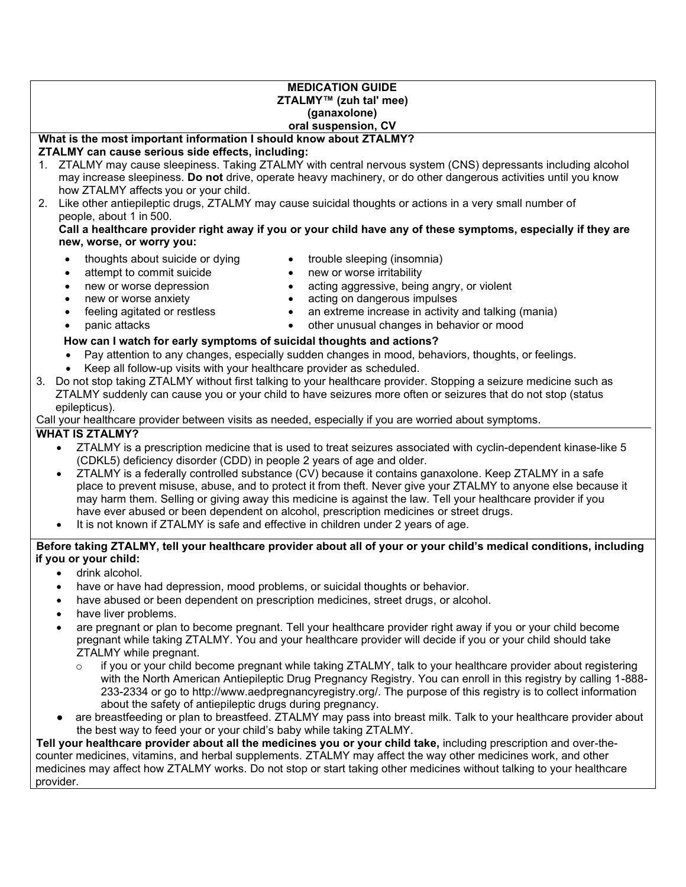# MEDICATION GUIDE
## ZTALMY™ (zuh tal' mee)
## (ganaxolone)
## oral suspension, CV

**What is the most important information I should know about ZTALMY?**

**ZTALMY can cause serious side effects, including:**

1. ZTALMY may cause sleepiness. Taking ZTALMY with central nervous system (CNS) depressants including alcohol may increase sleepiness. **Do not** drive, operate heavy machinery, or do other dangerous activities until you know how ZTALMY affects you or your child.
2. Like other antiepileptic drugs, ZTALMY may cause suicidal thoughts or actions in a very small number of people, about 1 in 500.

   **Call a healthcare provider right away if you or your child have any of these symptoms, especially if they are new, worse, or worry you:**

   - thoughts about suicide or dying
   - attempt to commit suicide
   - new or worse depression
   - new or worse anxiety
   - feeling agitated or restless
   - panic attacks
   - trouble sleeping (insomnia)
   - new or worse irritability
   - acting aggressive, being angry, or violent
   - acting on dangerous impulses
   - an extreme increase in activity and talking (mania)
   - other unusual changes in behavior or mood

   **How can I watch for early symptoms of suicidal thoughts and actions?**

   - Pay attention to any changes, especially sudden changes in mood, behaviors, thoughts, or feelings.
   - Keep all follow-up visits with your healthcare provider as scheduled.
3. Do not stop taking ZTALMY without first talking to your healthcare provider. Stopping a seizure medicine such as ZTALMY suddenly can cause you or your child to have seizures more often or seizures that do not stop (status epilepticus).

Call your healthcare provider between visits as needed, especially if you are worried about symptoms.

**WHAT IS ZTALMY?**

- ZTALMY is a prescription medicine that is used to treat seizures associated with cyclin-dependent kinase-like 5 (CDKL5) deficiency disorder (CDD) in people 2 years of age and older.
- ZTALMY is a federally controlled substance (CV) because it contains ganaxolone. Keep ZTALMY in a safe place to prevent misuse, abuse, and to protect it from theft. Never give your ZTALMY to anyone else because it may harm them. Selling or giving away this medicine is against the law. Tell your healthcare provider if you have ever abused or been dependent on alcohol, prescription medicines or street drugs.
- It is not known if ZTALMY is safe and effective in children under 2 years of age.

**Before taking ZTALMY, tell your healthcare provider about all of your or your child's medical conditions, including if you or your child:**

- drink alcohol.
- have or have had depression, mood problems, or suicidal thoughts or behavior.
- have abused or been dependent on prescription medicines, street drugs, or alcohol.
- have liver problems.
- are pregnant or plan to become pregnant. Tell your healthcare provider right away if you or your child become pregnant while taking ZTALMY. You and your healthcare provider will decide if you or your child should take ZTALMY while pregnant.
  - if you or your child become pregnant while taking ZTALMY, talk to your healthcare provider about registering with the North American Antiepileptic Drug Pregnancy Registry. You can enroll in this registry by calling 1-888-233-2334 or go to http://www.aedpregnancyregistry.org/. The purpose of this registry is to collect information about the safety of antiepileptic drugs during pregnancy.
- are breastfeeding or plan to breastfeed. ZTALMY may pass into breast milk. Talk to your healthcare provider about the best way to feed your or your child's baby while taking ZTALMY.

**Tell your healthcare provider about all the medicines you or your child take,** including prescription and over-the-counter medicines, vitamins, and herbal supplements. ZTALMY may affect the way other medicines work, and other medicines may affect how ZTALMY works. Do not stop or start taking other medicines without talking to your healthcare provider.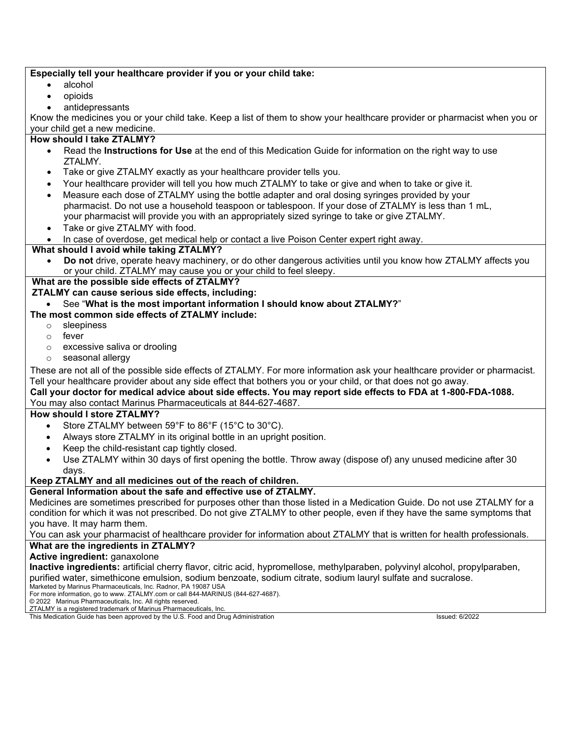**Especially tell your healthcare provider if you or your child take:**

- alcohol
- opioids
- antidepressants

Know the medicines you or your child take. Keep a list of them to show your healthcare provider or pharmacist when you or your child get a new medicine.

**How should I take ZTALMY?**

- Read the **Instructions for Use** at the end of this Medication Guide for information on the right way to use ZTALMY.
- Take or give ZTALMY exactly as your healthcare provider tells you.
- Your healthcare provider will tell you how much ZTALMY to take or give and when to take or give it.
- Measure each dose of ZTALMY using the bottle adapter and oral dosing syringes provided by your pharmacist. Do not use a household teaspoon or tablespoon. If your dose of ZTALMY is less than 1 mL, your pharmacist will provide you with an appropriately sized syringe to take or give ZTALMY.
- Take or give ZTALMY with food.
- In case of overdose, get medical help or contact a live Poison Center expert right away.

**What should I avoid while taking ZTALMY?**

- **Do not** drive, operate heavy machinery, or do other dangerous activities until you know how ZTALMY affects you or your child. ZTALMY may cause you or your child to feel sleepy.

**What are the possible side effects of ZTALMY?**

**ZTALMY can cause serious side effects, including:**

- See "**What is the most important information I should know about ZTALMY?**"

**The most common side effects of ZTALMY include:**

- sleepiness
- fever
- excessive saliva or drooling
- seasonal allergy

These are not all of the possible side effects of ZTALMY. For more information ask your healthcare provider or pharmacist. Tell your healthcare provider about any side effect that bothers you or your child, or that does not go away.

**Call your doctor for medical advice about side effects. You may report side effects to FDA at 1-800-FDA-1088.** You may also contact Marinus Pharmaceuticals at 844-627-4687.

**How should I store ZTALMY?**

- Store ZTALMY between 59°F to 86°F (15°C to 30°C).
- Always store ZTALMY in its original bottle in an upright position.
- Keep the child-resistant cap tightly closed.
- Use ZTALMY within 30 days of first opening the bottle. Throw away (dispose of) any unused medicine after 30 days.

**Keep ZTALMY and all medicines out of the reach of children.**

**General Information about the safe and effective use of ZTALMY.**

Medicines are sometimes prescribed for purposes other than those listed in a Medication Guide. Do not use ZTALMY for a condition for which it was not prescribed. Do not give ZTALMY to other people, even if they have the same symptoms that you have. It may harm them.

You can ask your pharmacist of healthcare provider for information about ZTALMY that is written for health professionals.

**What are the ingredients in ZTALMY?**

**Active ingredient:** ganaxolone

**Inactive ingredients:** artificial cherry flavor, citric acid, hypromellose, methylparaben, polyvinyl alcohol, propylparaben, purified water, simethicone emulsion, sodium benzoate, sodium citrate, sodium lauryl sulfate and sucralose.

Marketed by Marinus Pharmaceuticals, Inc. Radnor, PA 19087 USA
For more information, go to www. ZTALMY.com or call 844-MARINUS (844-627-4687).
© 2022 Marinus Pharmaceuticals, Inc. All rights reserved.
ZTALMY is a registered trademark of Marinus Pharmaceuticals, Inc.

This Medication Guide has been approved by the U.S. Food and Drug Administration Issued: 6/2022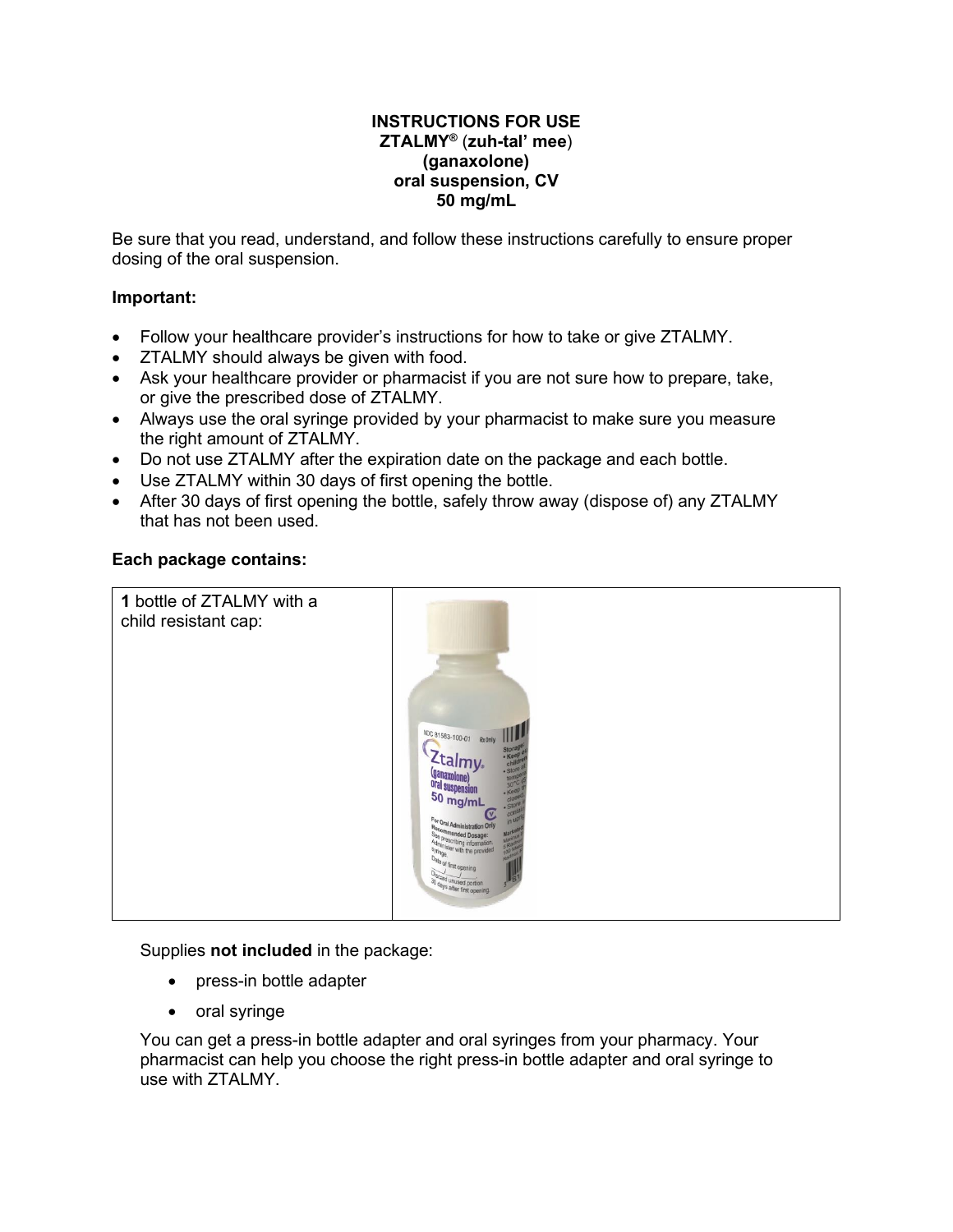**INSTRUCTIONS FOR USE**
**ZTALMY® (zuh-tal' mee)**
**(ganaxolone)**
**oral suspension, CV**
**50 mg/mL**

Be sure that you read, understand, and follow these instructions carefully to ensure proper dosing of the oral suspension.

**Important:**

- Follow your healthcare provider's instructions for how to take or give ZTALMY.
- ZTALMY should always be given with food.
- Ask your healthcare provider or pharmacist if you are not sure how to prepare, take, or give the prescribed dose of ZTALMY.
- Always use the oral syringe provided by your pharmacist to make sure you measure the right amount of ZTALMY.
- Do not use ZTALMY after the expiration date on the package and each bottle.
- Use ZTALMY within 30 days of first opening the bottle.
- After 30 days of first opening the bottle, safely throw away (dispose of) any ZTALMY that has not been used.

**Each package contains:**

| **1** bottle of ZTALMY with a child resistant cap: | |
|---|---|

Supplies **not included** in the package:

- press-in bottle adapter
- oral syringe

You can get a press-in bottle adapter and oral syringes from your pharmacy. Your pharmacist can help you choose the right press-in bottle adapter and oral syringe to use with ZTALMY.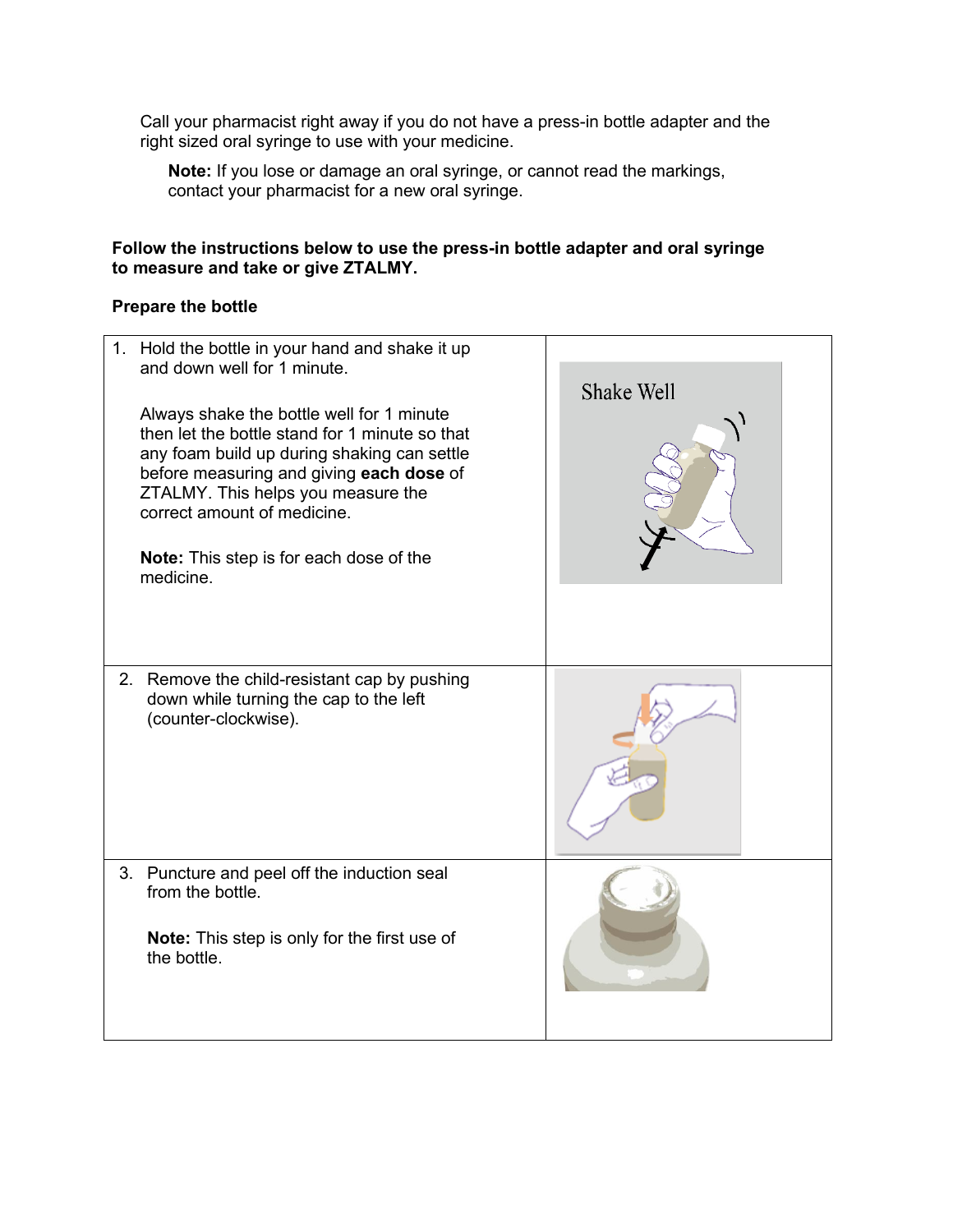Call your pharmacist right away if you do not have a press-in bottle adapter and the right sized oral syringe to use with your medicine.

**Note:** If you lose or damage an oral syringe, or cannot read the markings, contact your pharmacist for a new oral syringe.

**Follow the instructions below to use the press-in bottle adapter and oral syringe to measure and take or give ZTALMY.**

**Prepare the bottle**

| | |
|---|---|
| 1. Hold the bottle in your hand and shake it up and down well for 1 minute.<br><br>Always shake the bottle well for 1 minute then let the bottle stand for 1 minute so that any foam build up during shaking can settle before measuring and giving **each dose** of ZTALMY. This helps you measure the correct amount of medicine.<br><br>**Note:** This step is for each dose of the medicine. | Shake Well |
| 2. Remove the child-resistant cap by pushing down while turning the cap to the left (counter-clockwise). | |
| 3. Puncture and peel off the induction seal from the bottle.<br><br>**Note:** This step is only for the first use of the bottle. | |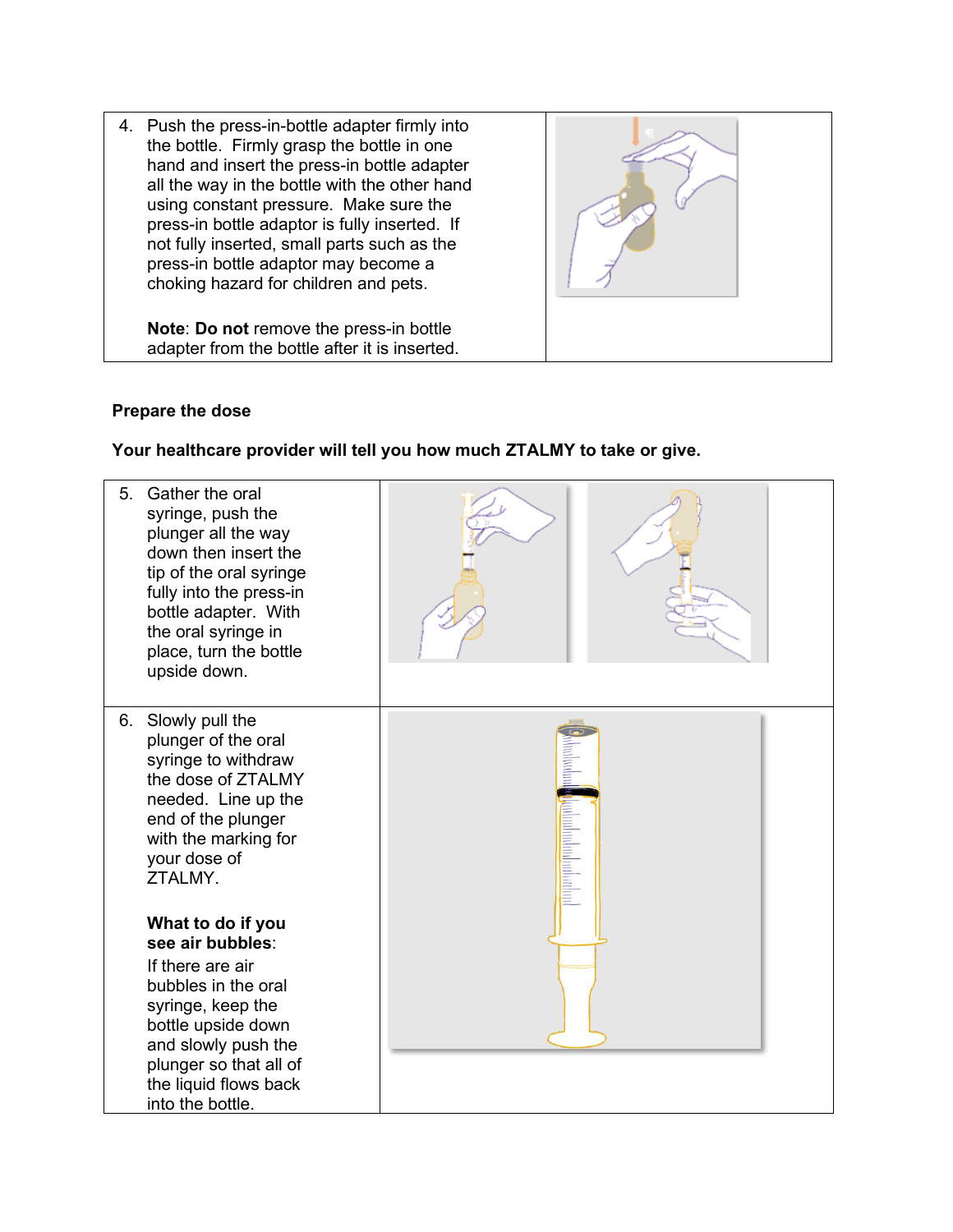4. Push the press-in-bottle adapter firmly into the bottle. Firmly grasp the bottle in one hand and insert the press-in bottle adapter all the way in the bottle with the other hand using constant pressure. Make sure the press-in bottle adaptor is fully inserted. If not fully inserted, small parts such as the press-in bottle adaptor may become a choking hazard for children and pets.

   **Note**: **Do not** remove the press-in bottle adapter from the bottle after it is inserted.

**Prepare the dose**

**Your healthcare provider will tell you how much ZTALMY to take or give.**

5. Gather the oral syringe, push the plunger all the way down then insert the tip of the oral syringe fully into the press-in bottle adapter. With the oral syringe in place, turn the bottle upside down.

6. Slowly pull the plunger of the oral syringe to withdraw the dose of ZTALMY needed. Line up the end of the plunger with the marking for your dose of ZTALMY.

   **What to do if you see air bubbles**:
   If there are air bubbles in the oral syringe, keep the bottle upside down and slowly push the plunger so that all of the liquid flows back into the bottle.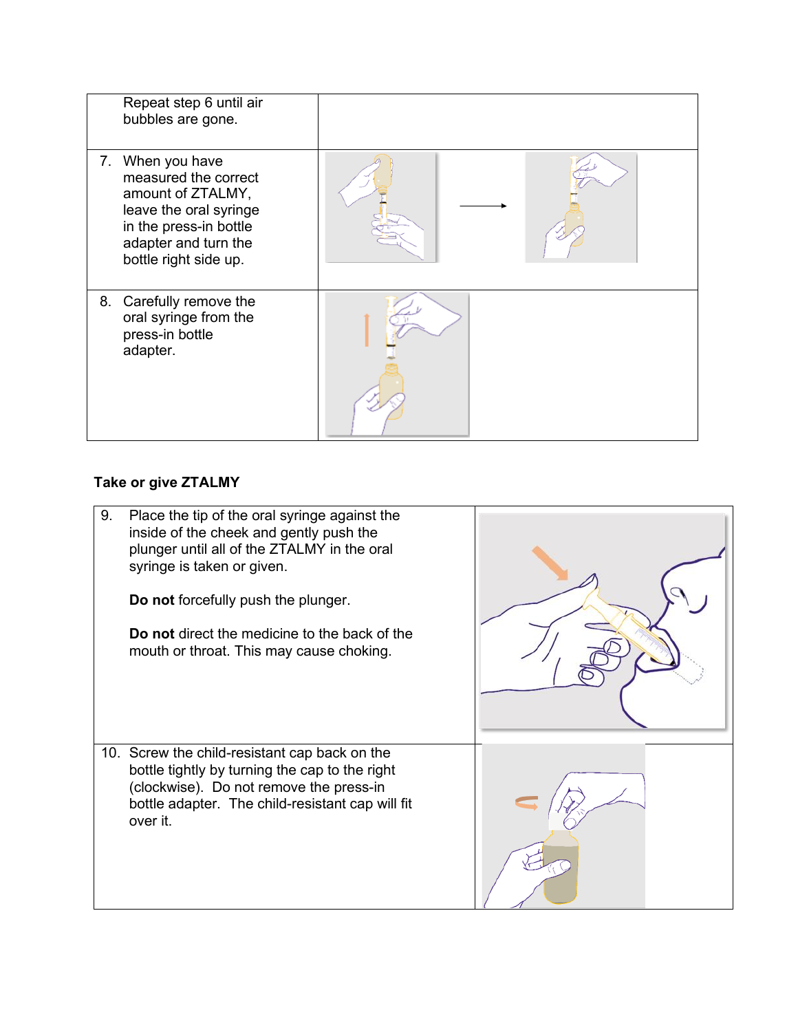| | |
|---|---|
| Repeat step 6 until air bubbles are gone. | |
| 7. When you have measured the correct amount of ZTALMY, leave the oral syringe in the press-in bottle adapter and turn the bottle right side up. | |
| 8. Carefully remove the oral syringe from the press-in bottle adapter. | |

**Take or give ZTALMY**

| | |
|---|---|
| 9. Place the tip of the oral syringe against the inside of the cheek and gently push the plunger until all of the ZTALMY in the oral syringe is taken or given.<br><br>**Do not** forcefully push the plunger.<br><br>**Do not** direct the medicine to the back of the mouth or throat. This may cause choking. | |
| 10. Screw the child-resistant cap back on the bottle tightly by turning the cap to the right (clockwise). Do not remove the press-in bottle adapter. The child-resistant cap will fit over it. | |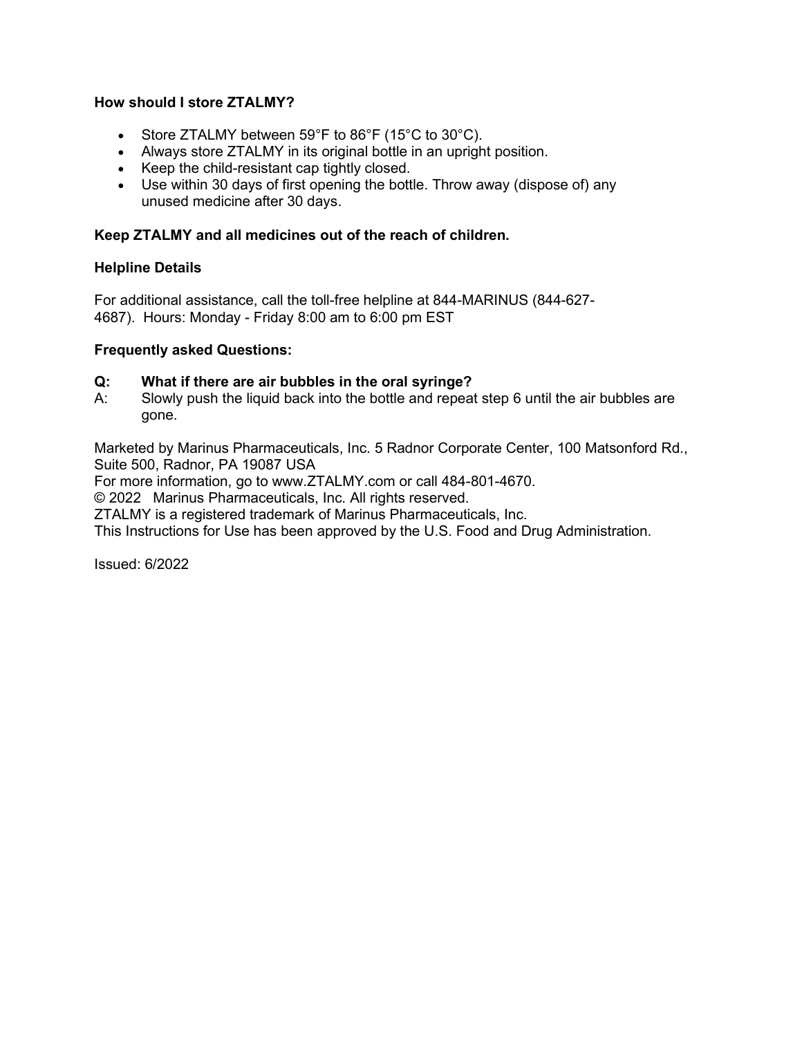**How should I store ZTALMY?**

- Store ZTALMY between 59°F to 86°F (15°C to 30°C).
- Always store ZTALMY in its original bottle in an upright position.
- Keep the child-resistant cap tightly closed.
- Use within 30 days of first opening the bottle. Throw away (dispose of) any unused medicine after 30 days.

**Keep ZTALMY and all medicines out of the reach of children.**

**Helpline Details**

For additional assistance, call the toll-free helpline at 844-MARINUS (844-627-4687). Hours: Monday - Friday 8:00 am to 6:00 pm EST

**Frequently asked Questions:**

**Q: What if there are air bubbles in the oral syringe?**
A: Slowly push the liquid back into the bottle and repeat step 6 until the air bubbles are gone.

Marketed by Marinus Pharmaceuticals, Inc. 5 Radnor Corporate Center, 100 Matsonford Rd., Suite 500, Radnor, PA 19087 USA
For more information, go to www.ZTALMY.com or call 484-801-4670.
© 2022 Marinus Pharmaceuticals, Inc. All rights reserved.
ZTALMY is a registered trademark of Marinus Pharmaceuticals, Inc.
This Instructions for Use has been approved by the U.S. Food and Drug Administration.

Issued: 6/2022